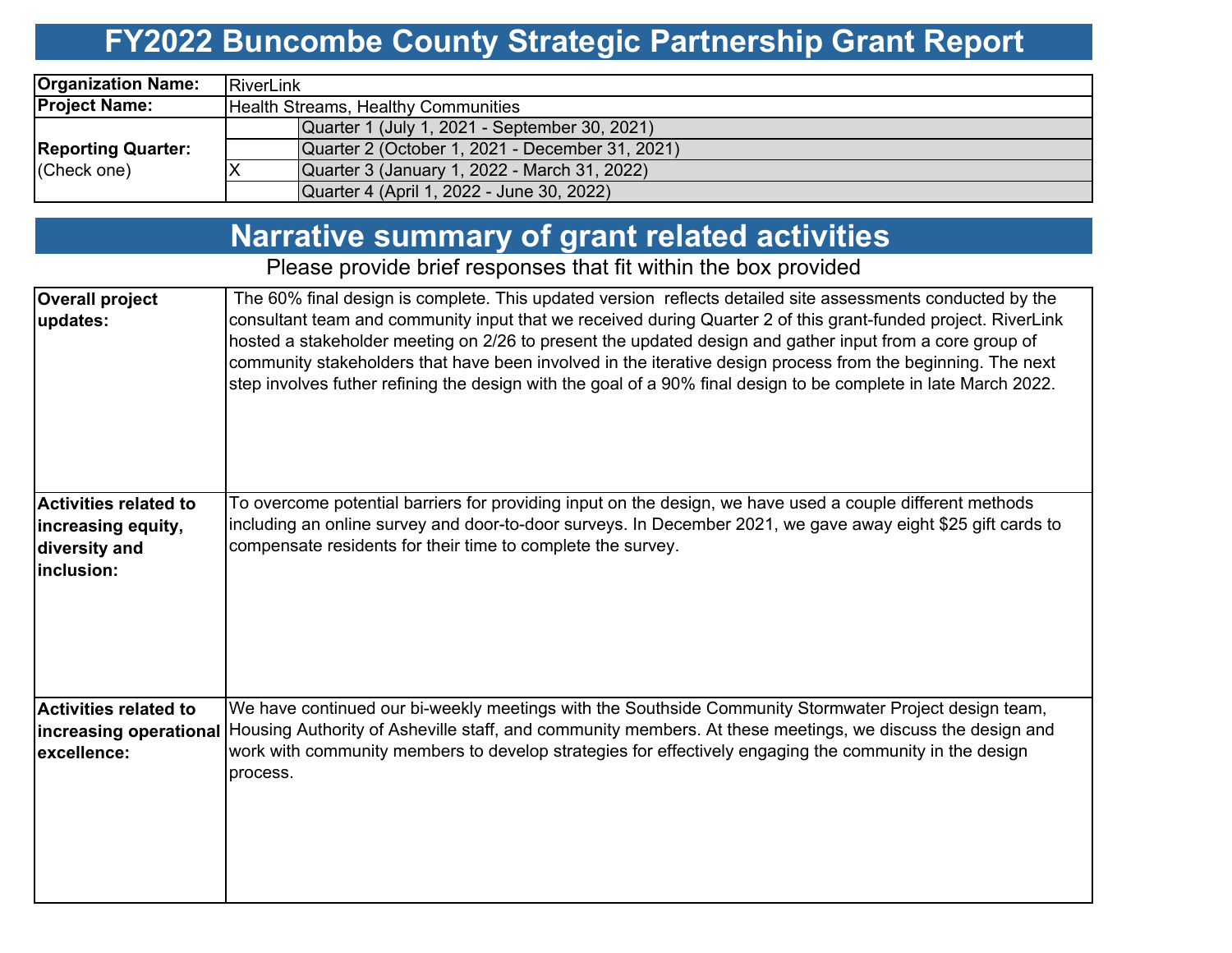# FY2022 Buncombe County Strategic Partnership Grant Report

| | | |
|---|---|---|
| **Organization Name:** | RiverLink | |
| **Project Name:** | Health Streams, Healthy Communities | |
| **Reporting Quarter:** (Check one) | | Quarter 1 (July 1, 2021 - September 30, 2021) |
| | | Quarter 2 (October 1, 2021 - December 31, 2021) |
| | X | Quarter 3 (January 1, 2022 - March 31, 2022) |
| | | Quarter 4 (April 1, 2022 - June 30, 2022) |

## Narrative summary of grant related activities

Please provide brief responses that fit within the box provided

| | |
|---|---|
| **Overall project updates:** | The 60% final design is complete. This updated version reflects detailed site assessments conducted by the consultant team and community input that we received during Quarter 2 of this grant-funded project. RiverLink hosted a stakeholder meeting on 2/26 to present the updated design and gather input from a core group of community stakeholders that have been involved in the iterative design process from the beginning. The next step involves futher refining the design with the goal of a 90% final design to be complete in late March 2022. |
| **Activities related to increasing equity, diversity and inclusion:** | To overcome potential barriers for providing input on the design, we have used a couple different methods including an online survey and door-to-door surveys. In December 2021, we gave away eight $25 gift cards to compensate residents for their time to complete the survey. |
| **Activities related to increasing operational excellence:** | We have continued our bi-weekly meetings with the Southside Community Stormwater Project design team, Housing Authority of Asheville staff, and community members. At these meetings, we discuss the design and work with community members to develop strategies for effectively engaging the community in the design process. |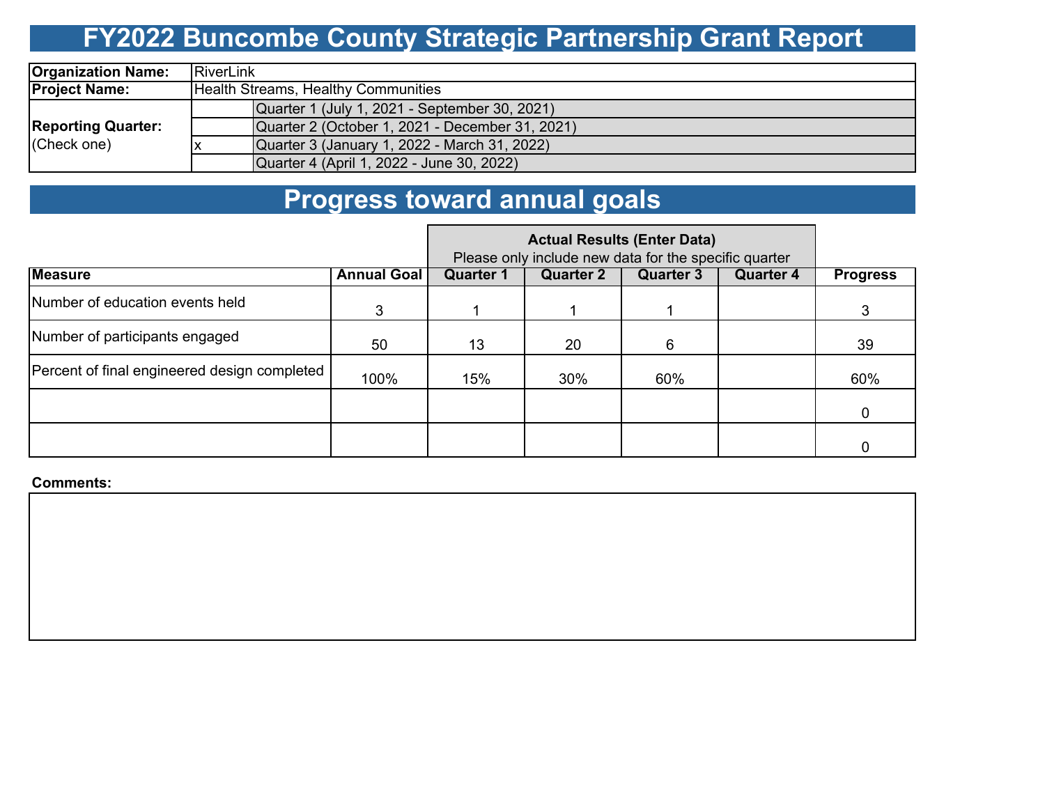# FY2022 Buncombe County Strategic Partnership Grant Report

| | | |
|---|---|---|
| **Organization Name:** | RiverLink | |
| **Project Name:** | Health Streams, Healthy Communities | |
| **Reporting Quarter:** (Check one) | | Quarter 1 (July 1, 2021 - September 30, 2021) |
| | | Quarter 2 (October 1, 2021 - December 31, 2021) |
| | x | Quarter 3 (January 1, 2022 - March 31, 2022) |
| | | Quarter 4 (April 1, 2022 - June 30, 2022) |

# Progress toward annual goals

| | | **Actual Results (Enter Data)** Please only include new data for the specific quarter | | | | |
|---|---|---|---|---|---|---|
| **Measure** | **Annual Goal** | **Quarter 1** | **Quarter 2** | **Quarter 3** | **Quarter 4** | **Progress** |
| Number of education events held | 3 | 1 | 1 | 1 | | 3 |
| Number of participants engaged | 50 | 13 | 20 | 6 | | 39 |
| Percent of final engineered design completed | 100% | 15% | 30% | 60% | | 60% |
| | | | | | | 0 |
| | | | | | | 0 |

**Comments:**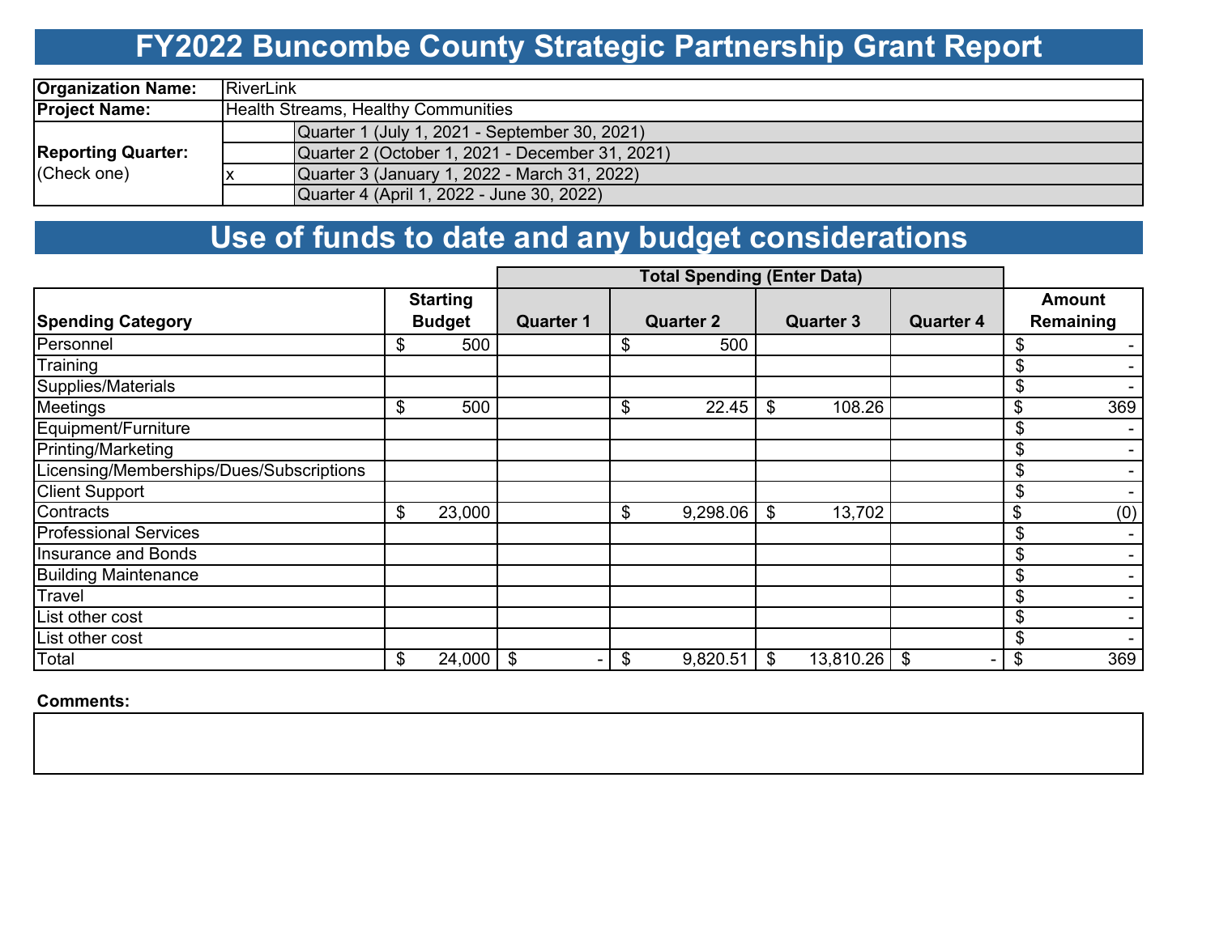# FY2022 Buncombe County Strategic Partnership Grant Report

| | | |
|---|---|---|
| **Organization Name:** | RiverLink | |
| **Project Name:** | Health Streams, Healthy Communities | |
| **Reporting Quarter:** (Check one) | | Quarter 1 (July 1, 2021 - September 30, 2021) |
| | | Quarter 2 (October 1, 2021 - December 31, 2021) |
| | x | Quarter 3 (January 1, 2022 - March 31, 2022) |
| | | Quarter 4 (April 1, 2022 - June 30, 2022) |

## Use of funds to date and any budget considerations

| | | Total Spending (Enter Data) | | | | |
|---|---|---|---|---|---|---|
| **Spending Category** | **Starting Budget** | **Quarter 1** | **Quarter 2** | **Quarter 3** | **Quarter 4** | **Amount Remaining** |
| Personnel | $ 500 | | $ 500 | | | $ - |
| Training | | | | | | $ - |
| Supplies/Materials | | | | | | $ - |
| Meetings | $ 500 | | $ 22.45 | $ 108.26 | | $ 369 |
| Equipment/Furniture | | | | | | $ - |
| Printing/Marketing | | | | | | $ - |
| Licensing/Memberships/Dues/Subscriptions | | | | | | $ - |
| Client Support | | | | | | $ - |
| Contracts | $ 23,000 | | $ 9,298.06 | $ 13,702 | | $ (0) |
| Professional Services | | | | | | $ - |
| Insurance and Bonds | | | | | | $ - |
| Building Maintenance | | | | | | $ - |
| Travel | | | | | | $ - |
| List other cost | | | | | | $ - |
| List other cost | | | | | | $ - |
| Total | $ 24,000 | $ - | $ 9,820.51 | $ 13,810.26 | $ - | $ 369 |

**Comments:**